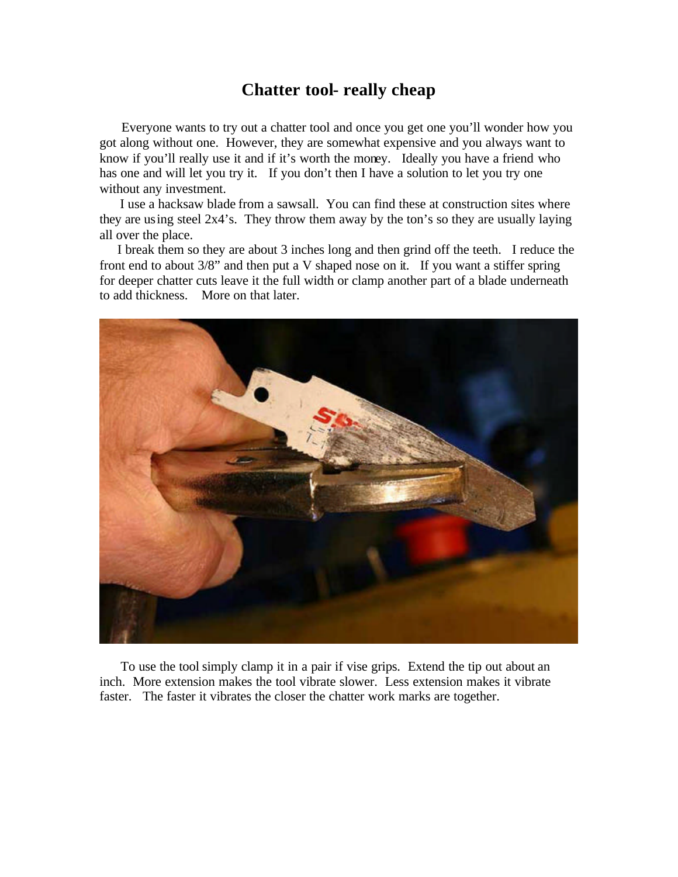# Chatter tool- really cheap

Everyone wants to try out a chatter tool and once you get one you'll wonder how you got along without one. However, they are somewhat expensive and you always want to know if you'll really use it and if it's worth the money. Ideally you have a friend who has one and will let you try it. If you don't then I have a solution to let you try one without any investment.

I use a hacksaw blade from a sawsall. You can find these at construction sites where they are using steel 2x4's. They throw them away by the ton's so they are usually laying all over the place.

I break them so they are about 3 inches long and then grind off the teeth. I reduce the front end to about 3/8" and then put a V shaped nose on it. If you want a stiffer spring for deeper chatter cuts leave it the full width or clamp another part of a blade underneath to add thickness. More on that later.

To use the tool simply clamp it in a pair if vise grips. Extend the tip out about an inch. More extension makes the tool vibrate slower. Less extension makes it vibrate faster. The faster it vibrates the closer the chatter work marks are together.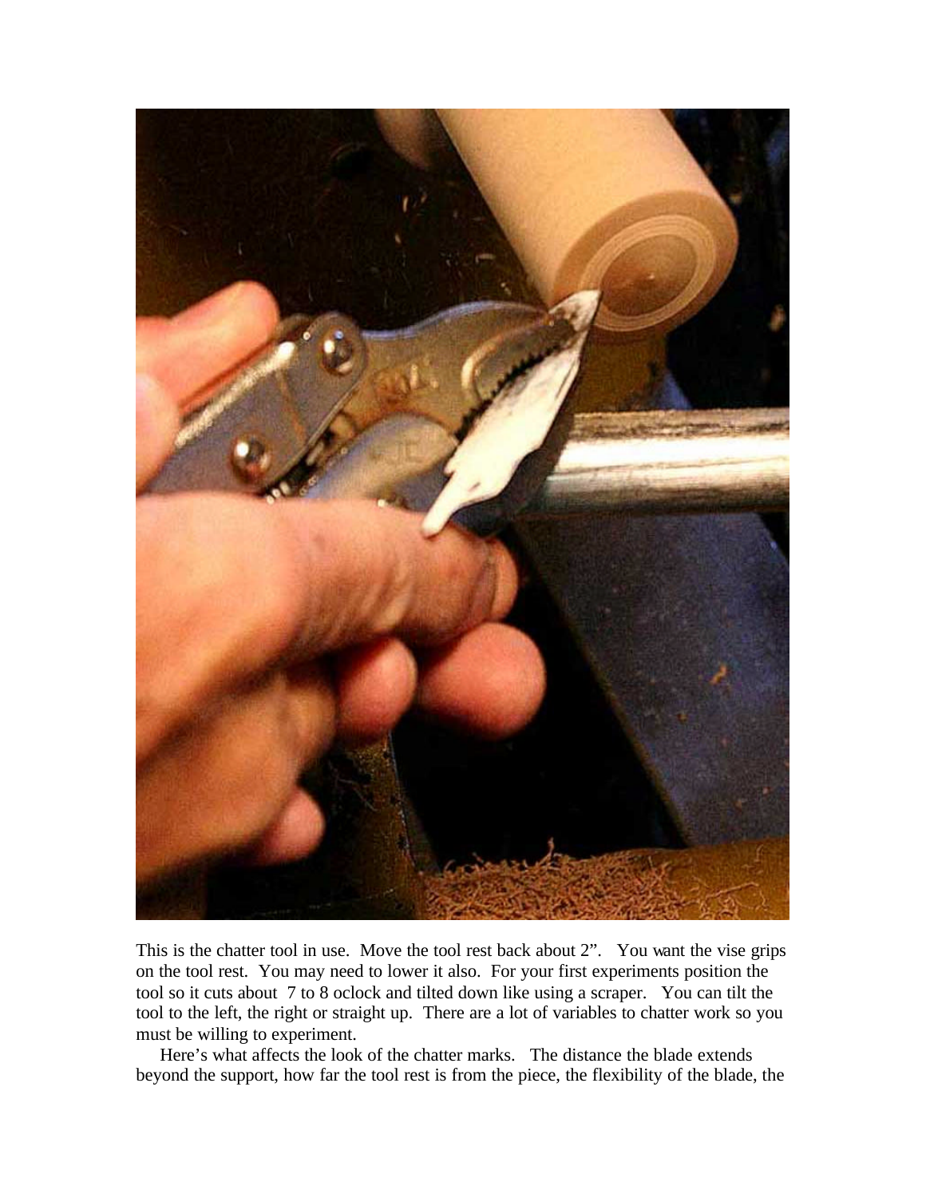This is the chatter tool in use. Move the tool rest back about 2". You want the vise grips on the tool rest. You may need to lower it also. For your first experiments position the tool so it cuts about 7 to 8 oclock and tilted down like using a scraper. You can tilt the tool to the left, the right or straight up. There are a lot of variables to chatter work so you must be willing to experiment.

Here's what affects the look of the chatter marks. The distance the blade extends beyond the support, how far the tool rest is from the piece, the flexibility of the blade, the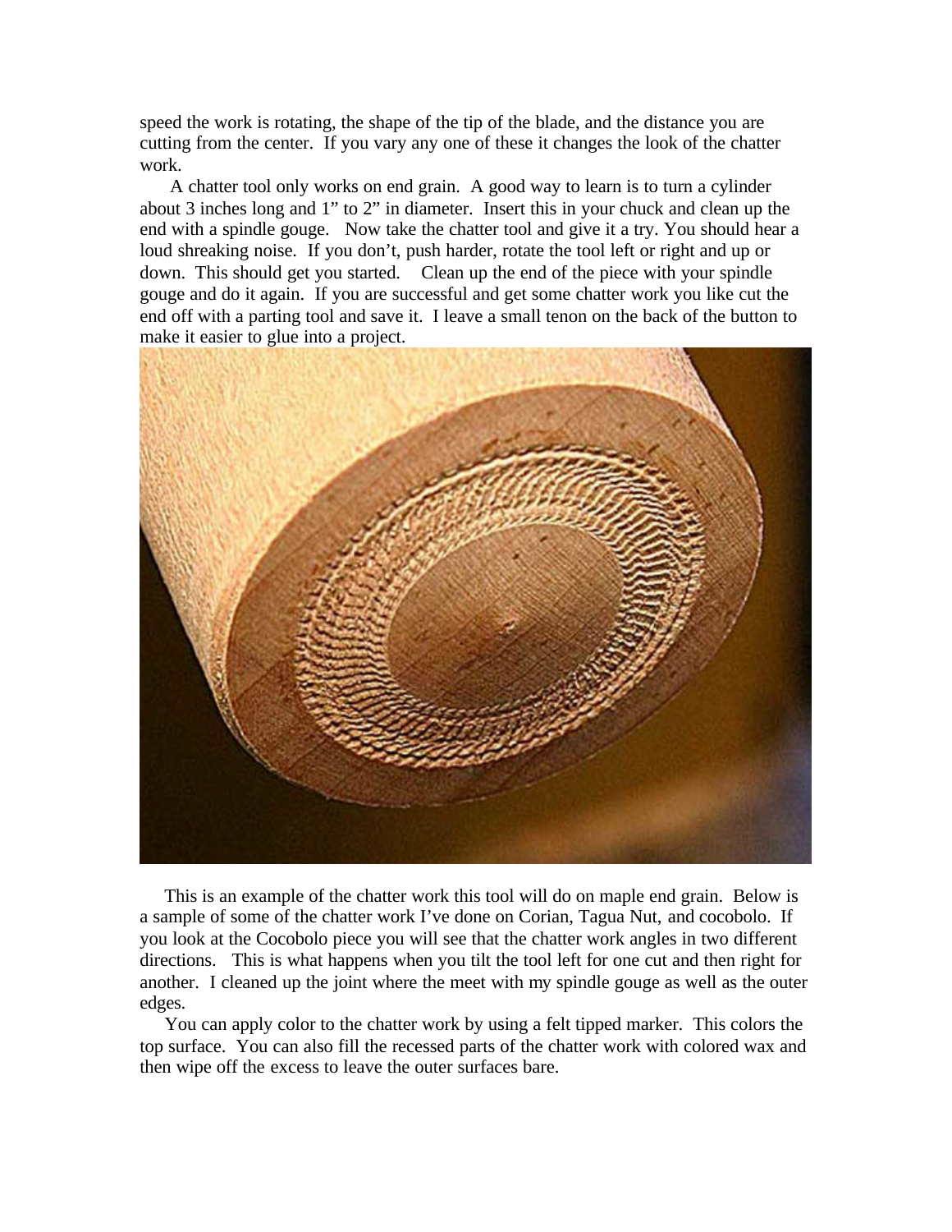speed the work is rotating, the shape of the tip of the blade, and the distance you are cutting from the center. If you vary any one of these it changes the look of the chatter work.

A chatter tool only works on end grain. A good way to learn is to turn a cylinder about 3 inches long and 1" to 2" in diameter. Insert this in your chuck and clean up the end with a spindle gouge. Now take the chatter tool and give it a try. You should hear a loud shreaking noise. If you don't, push harder, rotate the tool left or right and up or down. This should get you started. Clean up the end of the piece with your spindle gouge and do it again. If you are successful and get some chatter work you like cut the end off with a parting tool and save it. I leave a small tenon on the back of the button to make it easier to glue into a project.

This is an example of the chatter work this tool will do on maple end grain. Below is a sample of some of the chatter work I've done on Corian, Tagua Nut, and cocobolo. If you look at the Cocobolo piece you will see that the chatter work angles in two different directions. This is what happens when you tilt the tool left for one cut and then right for another. I cleaned up the joint where the meet with my spindle gouge as well as the outer edges.

You can apply color to the chatter work by using a felt tipped marker. This colors the top surface. You can also fill the recessed parts of the chatter work with colored wax and then wipe off the excess to leave the outer surfaces bare.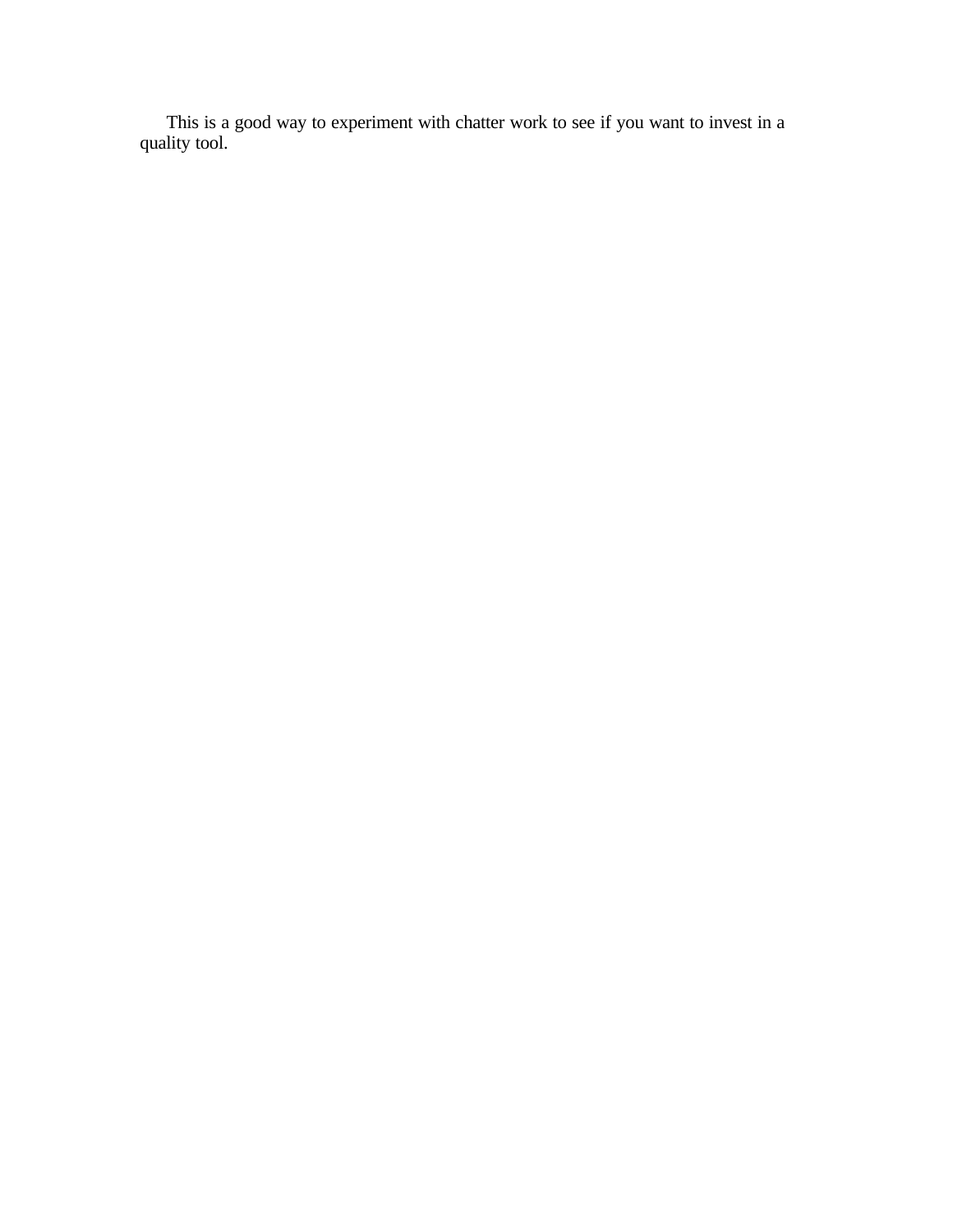This is a good way to experiment with chatter work to see if you want to invest in a quality tool.